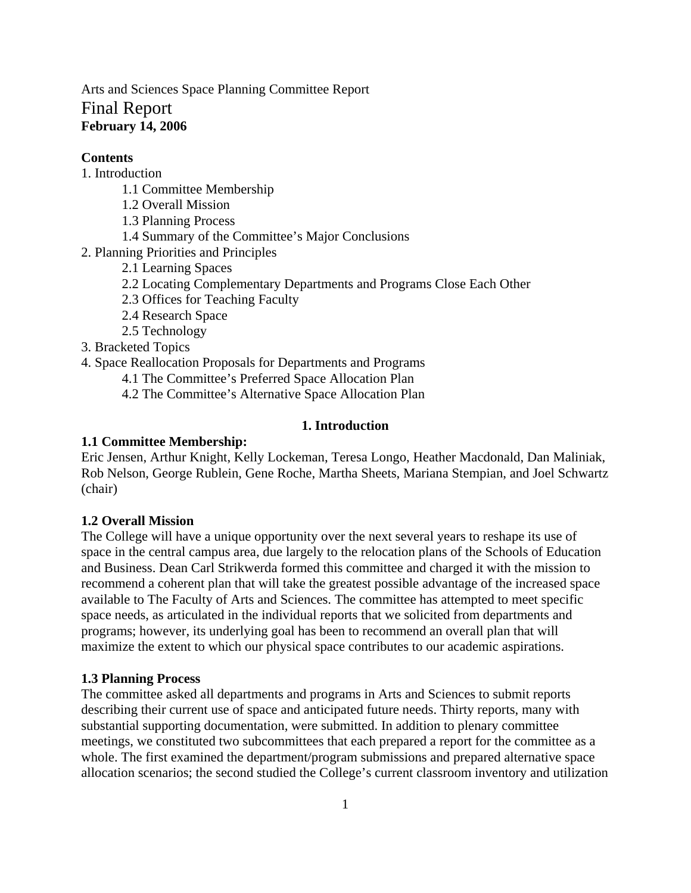Arts and Sciences Space Planning Committee Report

# Final Report

**February 14, 2006**

**Contents**

1. Introduction
    - 1.1 Committee Membership
    - 1.2 Overall Mission
    - 1.3 Planning Process
    - 1.4 Summary of the Committee's Major Conclusions
2. Planning Priorities and Principles
    - 2.1 Learning Spaces
    - 2.2 Locating Complementary Departments and Programs Close Each Other
    - 2.3 Offices for Teaching Faculty
    - 2.4 Research Space
    - 2.5 Technology
3. Bracketed Topics
4. Space Reallocation Proposals for Departments and Programs
    - 4.1 The Committee's Preferred Space Allocation Plan
    - 4.2 The Committee's Alternative Space Allocation Plan

## 1. Introduction

### 1.1 Committee Membership:

Eric Jensen, Arthur Knight, Kelly Lockeman, Teresa Longo, Heather Macdonald, Dan Maliniak, Rob Nelson, George Rublein, Gene Roche, Martha Sheets, Mariana Stempian, and Joel Schwartz (chair)

### 1.2 Overall Mission

The College will have a unique opportunity over the next several years to reshape its use of space in the central campus area, due largely to the relocation plans of the Schools of Education and Business. Dean Carl Strikwerda formed this committee and charged it with the mission to recommend a coherent plan that will take the greatest possible advantage of the increased space available to The Faculty of Arts and Sciences. The committee has attempted to meet specific space needs, as articulated in the individual reports that we solicited from departments and programs; however, its underlying goal has been to recommend an overall plan that will maximize the extent to which our physical space contributes to our academic aspirations.

### 1.3 Planning Process

The committee asked all departments and programs in Arts and Sciences to submit reports describing their current use of space and anticipated future needs. Thirty reports, many with substantial supporting documentation, were submitted. In addition to plenary committee meetings, we constituted two subcommittees that each prepared a report for the committee as a whole. The first examined the department/program submissions and prepared alternative space allocation scenarios; the second studied the College's current classroom inventory and utilization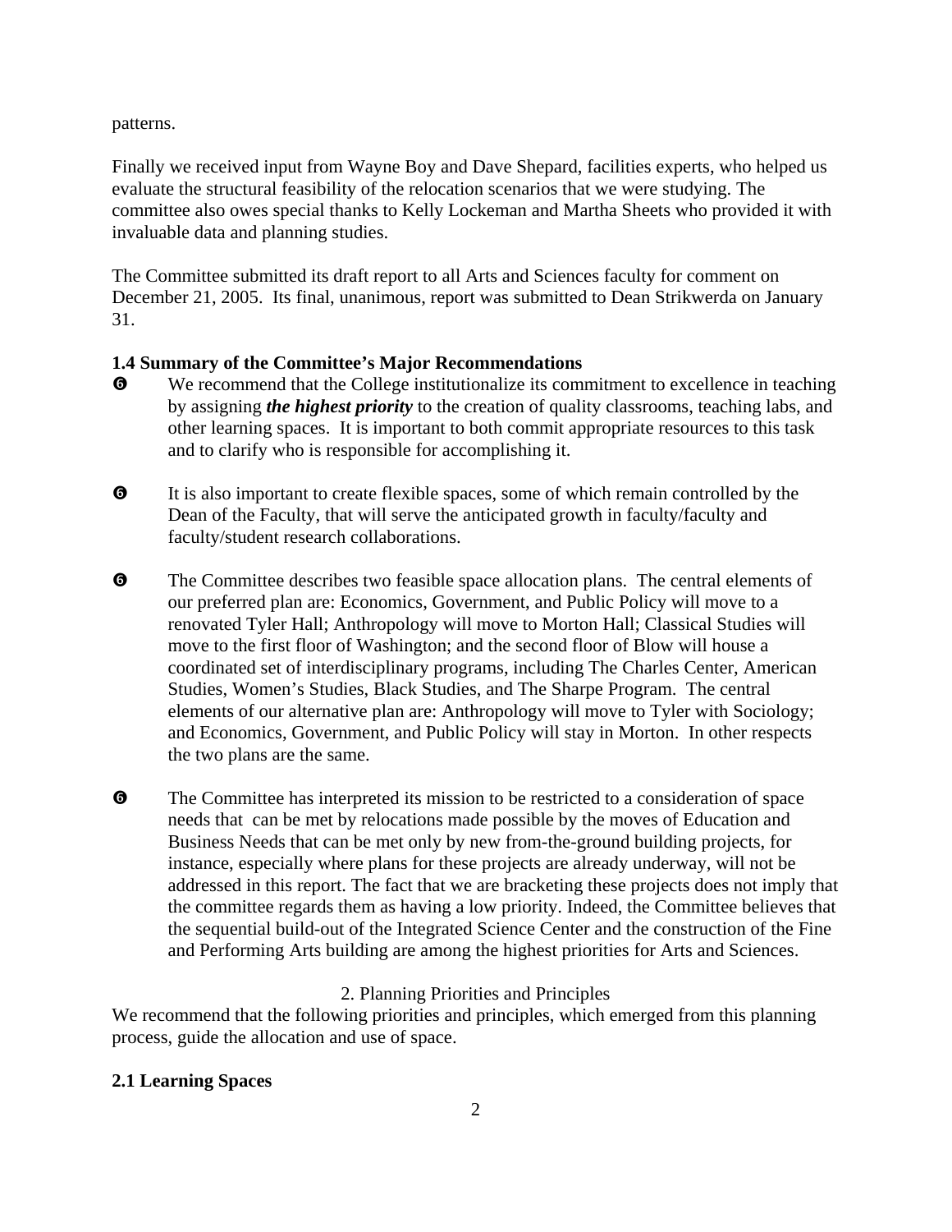patterns.

Finally we received input from Wayne Boy and Dave Shepard, facilities experts, who helped us evaluate the structural feasibility of the relocation scenarios that we were studying. The committee also owes special thanks to Kelly Lockeman and Martha Sheets who provided it with invaluable data and planning studies.

The Committee submitted its draft report to all Arts and Sciences faculty for comment on December 21, 2005. Its final, unanimous, report was submitted to Dean Strikwerda on January 31.

**1.4 Summary of the Committee's Major Recommendations**

- We recommend that the College institutionalize its commitment to excellence in teaching by assigning ***the highest priority*** to the creation of quality classrooms, teaching labs, and other learning spaces. It is important to both commit appropriate resources to this task and to clarify who is responsible for accomplishing it.

- It is also important to create flexible spaces, some of which remain controlled by the Dean of the Faculty, that will serve the anticipated growth in faculty/faculty and faculty/student research collaborations.

- The Committee describes two feasible space allocation plans. The central elements of our preferred plan are: Economics, Government, and Public Policy will move to a renovated Tyler Hall; Anthropology will move to Morton Hall; Classical Studies will move to the first floor of Washington; and the second floor of Blow will house a coordinated set of interdisciplinary programs, including The Charles Center, American Studies, Women's Studies, Black Studies, and The Sharpe Program. The central elements of our alternative plan are: Anthropology will move to Tyler with Sociology; and Economics, Government, and Public Policy will stay in Morton. In other respects the two plans are the same.

- The Committee has interpreted its mission to be restricted to a consideration of space needs that can be met by relocations made possible by the moves of Education and Business Needs that can be met only by new from-the-ground building projects, for instance, especially where plans for these projects are already underway, will not be addressed in this report. The fact that we are bracketing these projects does not imply that the committee regards them as having a low priority. Indeed, the Committee believes that the sequential build-out of the Integrated Science Center and the construction of the Fine and Performing Arts building are among the highest priorities for Arts and Sciences.

## 2. Planning Priorities and Principles

We recommend that the following priorities and principles, which emerged from this planning process, guide the allocation and use of space.

**2.1 Learning Spaces**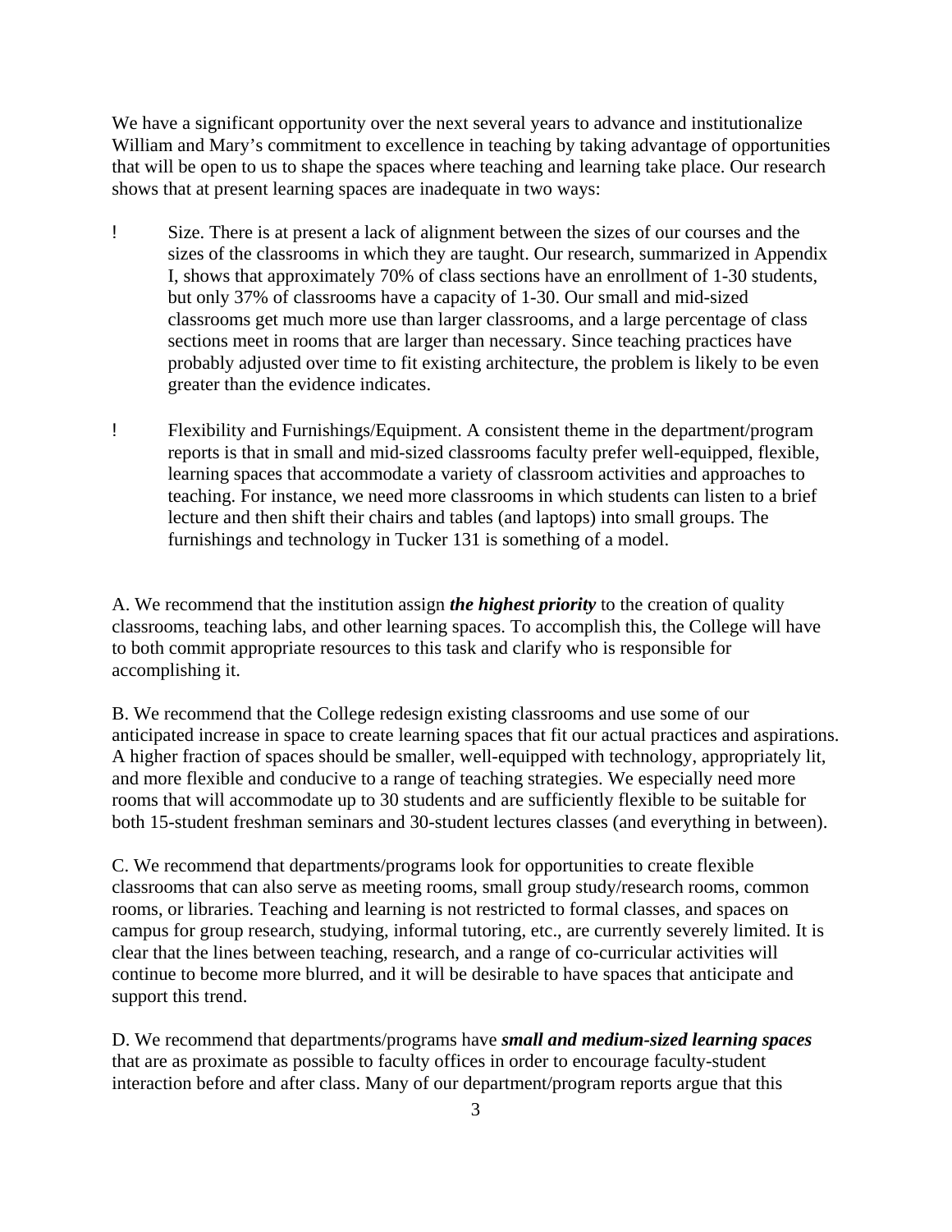We have a significant opportunity over the next several years to advance and institutionalize William and Mary's commitment to excellence in teaching by taking advantage of opportunities that will be open to us to shape the spaces where teaching and learning take place. Our research shows that at present learning spaces are inadequate in two ways:

- Size. There is at present a lack of alignment between the sizes of our courses and the sizes of the classrooms in which they are taught. Our research, summarized in Appendix I, shows that approximately 70% of class sections have an enrollment of 1-30 students, but only 37% of classrooms have a capacity of 1-30. Our small and mid-sized classrooms get much more use than larger classrooms, and a large percentage of class sections meet in rooms that are larger than necessary. Since teaching practices have probably adjusted over time to fit existing architecture, the problem is likely to be even greater than the evidence indicates.

- Flexibility and Furnishings/Equipment. A consistent theme in the department/program reports is that in small and mid-sized classrooms faculty prefer well-equipped, flexible, learning spaces that accommodate a variety of classroom activities and approaches to teaching. For instance, we need more classrooms in which students can listen to a brief lecture and then shift their chairs and tables (and laptops) into small groups. The furnishings and technology in Tucker 131 is something of a model.

A. We recommend that the institution assign ***the highest priority*** to the creation of quality classrooms, teaching labs, and other learning spaces. To accomplish this, the College will have to both commit appropriate resources to this task and clarify who is responsible for accomplishing it.

B. We recommend that the College redesign existing classrooms and use some of our anticipated increase in space to create learning spaces that fit our actual practices and aspirations. A higher fraction of spaces should be smaller, well-equipped with technology, appropriately lit, and more flexible and conducive to a range of teaching strategies. We especially need more rooms that will accommodate up to 30 students and are sufficiently flexible to be suitable for both 15-student freshman seminars and 30-student lectures classes (and everything in between).

C. We recommend that departments/programs look for opportunities to create flexible classrooms that can also serve as meeting rooms, small group study/research rooms, common rooms, or libraries. Teaching and learning is not restricted to formal classes, and spaces on campus for group research, studying, informal tutoring, etc., are currently severely limited. It is clear that the lines between teaching, research, and a range of co-curricular activities will continue to become more blurred, and it will be desirable to have spaces that anticipate and support this trend.

D. We recommend that departments/programs have ***small and medium-sized learning spaces*** that are as proximate as possible to faculty offices in order to encourage faculty-student interaction before and after class. Many of our department/program reports argue that this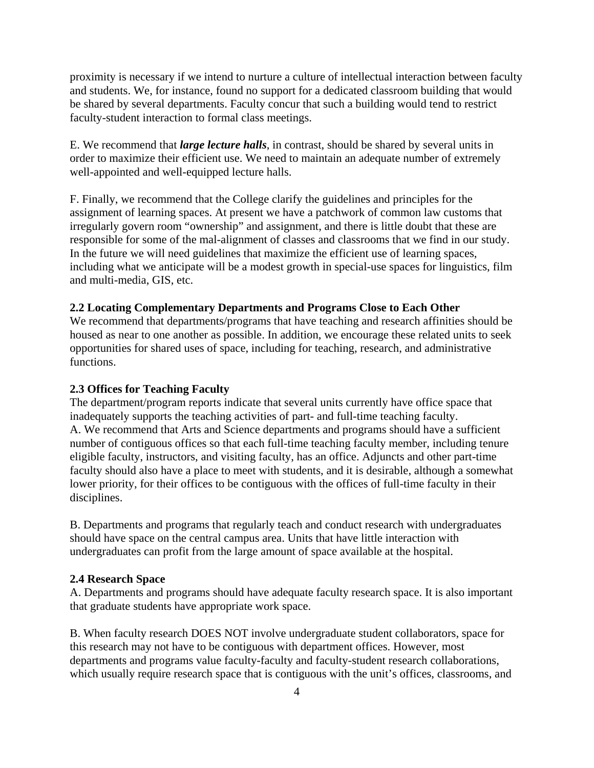proximity is necessary if we intend to nurture a culture of intellectual interaction between faculty and students. We, for instance, found no support for a dedicated classroom building that would be shared by several departments. Faculty concur that such a building would tend to restrict faculty-student interaction to formal class meetings.

E. We recommend that ***large lecture halls***, in contrast, should be shared by several units in order to maximize their efficient use. We need to maintain an adequate number of extremely well-appointed and well-equipped lecture halls.

F. Finally, we recommend that the College clarify the guidelines and principles for the assignment of learning spaces. At present we have a patchwork of common law customs that irregularly govern room "ownership" and assignment, and there is little doubt that these are responsible for some of the mal-alignment of classes and classrooms that we find in our study. In the future we will need guidelines that maximize the efficient use of learning spaces, including what we anticipate will be a modest growth in special-use spaces for linguistics, film and multi-media, GIS, etc.

**2.2 Locating Complementary Departments and Programs Close to Each Other**

We recommend that departments/programs that have teaching and research affinities should be housed as near to one another as possible. In addition, we encourage these related units to seek opportunities for shared uses of space, including for teaching, research, and administrative functions.

**2.3 Offices for Teaching Faculty**

The department/program reports indicate that several units currently have office space that inadequately supports the teaching activities of part- and full-time teaching faculty.

A. We recommend that Arts and Science departments and programs should have a sufficient number of contiguous offices so that each full-time teaching faculty member, including tenure eligible faculty, instructors, and visiting faculty, has an office. Adjuncts and other part-time faculty should also have a place to meet with students, and it is desirable, although a somewhat lower priority, for their offices to be contiguous with the offices of full-time faculty in their disciplines.

B. Departments and programs that regularly teach and conduct research with undergraduates should have space on the central campus area. Units that have little interaction with undergraduates can profit from the large amount of space available at the hospital.

**2.4 Research Space**

A. Departments and programs should have adequate faculty research space. It is also important that graduate students have appropriate work space.

B. When faculty research DOES NOT involve undergraduate student collaborators, space for this research may not have to be contiguous with department offices. However, most departments and programs value faculty-faculty and faculty-student research collaborations, which usually require research space that is contiguous with the unit's offices, classrooms, and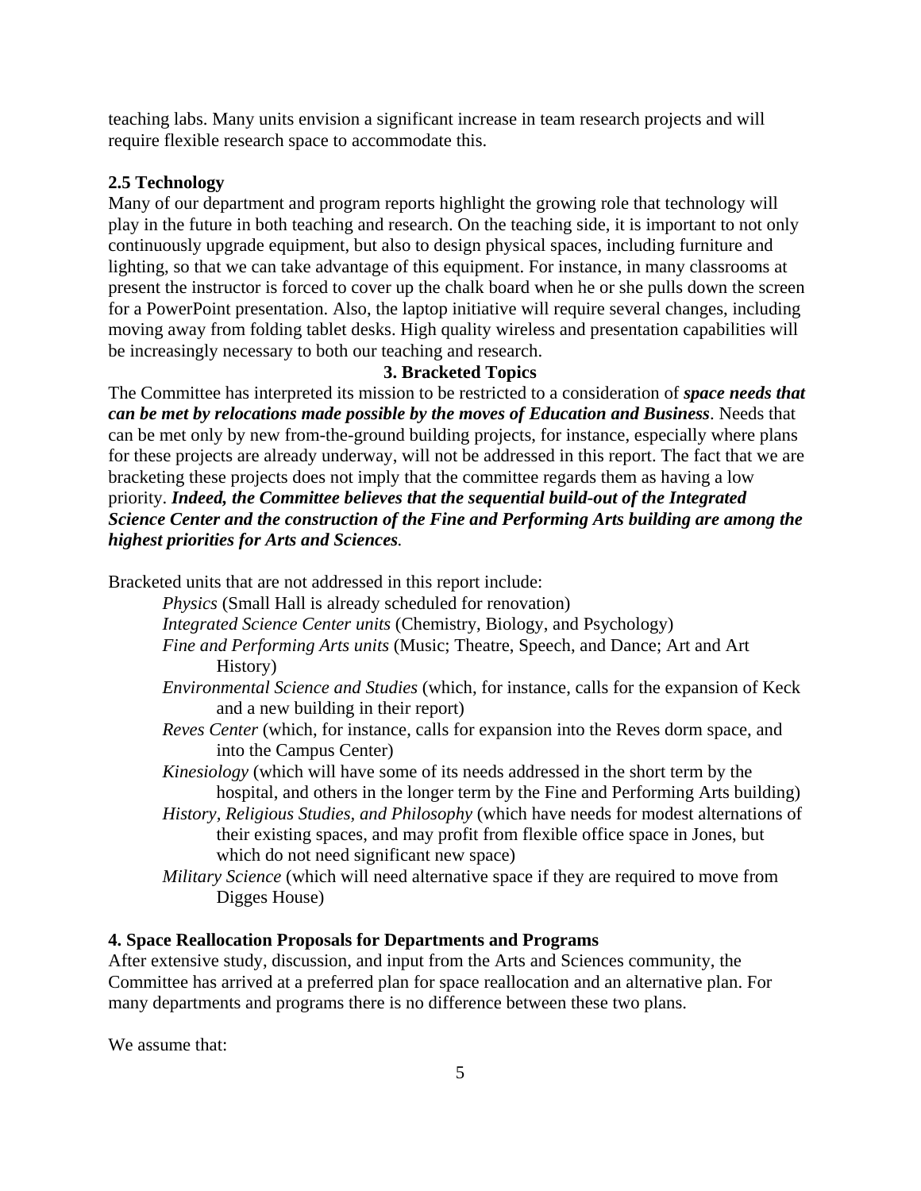teaching labs. Many units envision a significant increase in team research projects and will require flexible research space to accommodate this.

**2.5 Technology**

Many of our department and program reports highlight the growing role that technology will play in the future in both teaching and research. On the teaching side, it is important to not only continuously upgrade equipment, but also to design physical spaces, including furniture and lighting, so that we can take advantage of this equipment. For instance, in many classrooms at present the instructor is forced to cover up the chalk board when he or she pulls down the screen for a PowerPoint presentation. Also, the laptop initiative will require several changes, including moving away from folding tablet desks. High quality wireless and presentation capabilities will be increasingly necessary to both our teaching and research.

**3. Bracketed Topics**

The Committee has interpreted its mission to be restricted to a consideration of ***space needs that can be met by relocations made possible by the moves of Education and Business***. Needs that can be met only by new from-the-ground building projects, for instance, especially where plans for these projects are already underway, will not be addressed in this report. The fact that we are bracketing these projects does not imply that the committee regards them as having a low priority. ***Indeed, the Committee believes that the sequential build-out of the Integrated Science Center and the construction of the Fine and Performing Arts building are among the highest priorities for Arts and Sciences.***

Bracketed units that are not addressed in this report include:

- *Physics* (Small Hall is already scheduled for renovation)
- *Integrated Science Center units* (Chemistry, Biology, and Psychology)
- *Fine and Performing Arts units* (Music; Theatre, Speech, and Dance; Art and Art History)
- *Environmental Science and Studies* (which, for instance, calls for the expansion of Keck and a new building in their report)
- *Reves Center* (which, for instance, calls for expansion into the Reves dorm space, and into the Campus Center)
- *Kinesiology* (which will have some of its needs addressed in the short term by the hospital, and others in the longer term by the Fine and Performing Arts building)
- *History, Religious Studies, and Philosophy* (which have needs for modest alternations of their existing spaces, and may profit from flexible office space in Jones, but which do not need significant new space)
- *Military Science* (which will need alternative space if they are required to move from Digges House)

**4. Space Reallocation Proposals for Departments and Programs**

After extensive study, discussion, and input from the Arts and Sciences community, the Committee has arrived at a preferred plan for space reallocation and an alternative plan. For many departments and programs there is no difference between these two plans.

We assume that: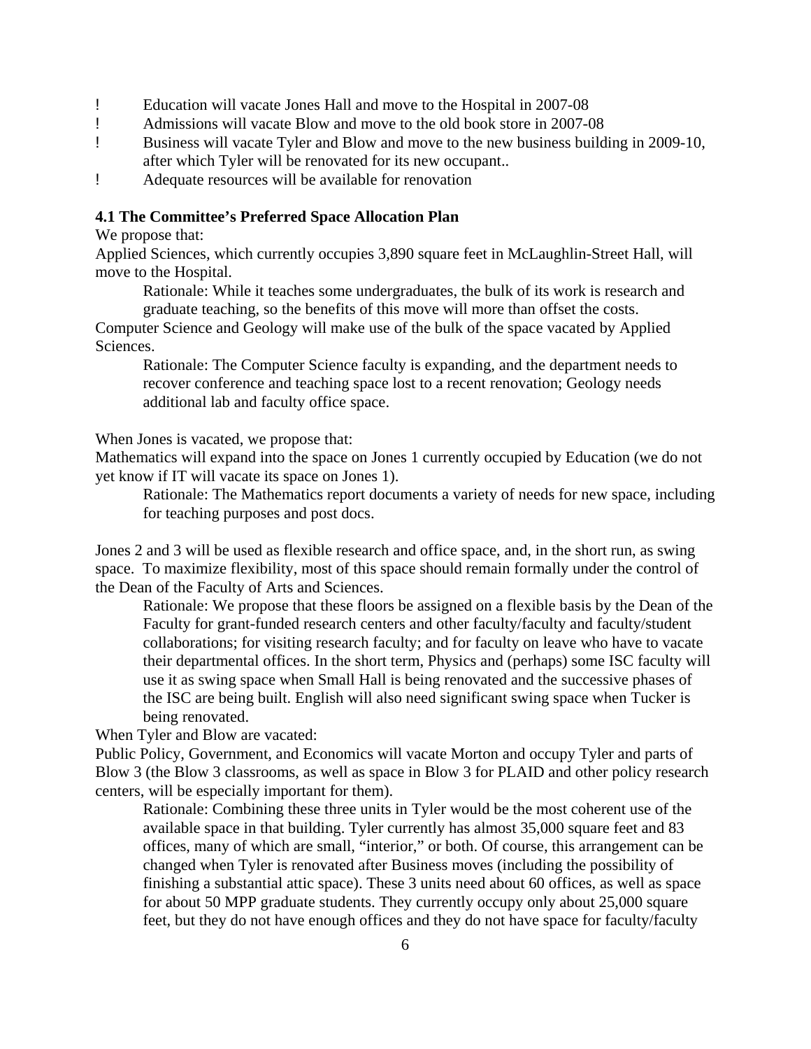- Education will vacate Jones Hall and move to the Hospital in 2007-08
- Admissions will vacate Blow and move to the old book store in 2007-08
- Business will vacate Tyler and Blow and move to the new business building in 2009-10, after which Tyler will be renovated for its new occupant..
- Adequate resources will be available for renovation

**4.1 The Committee's Preferred Space Allocation Plan**

We propose that:

Applied Sciences, which currently occupies 3,890 square feet in McLaughlin-Street Hall, will move to the Hospital.

> Rationale: While it teaches some undergraduates, the bulk of its work is research and graduate teaching, so the benefits of this move will more than offset the costs.

Computer Science and Geology will make use of the bulk of the space vacated by Applied Sciences.

> Rationale: The Computer Science faculty is expanding, and the department needs to recover conference and teaching space lost to a recent renovation; Geology needs additional lab and faculty office space.

When Jones is vacated, we propose that:

Mathematics will expand into the space on Jones 1 currently occupied by Education (we do not yet know if IT will vacate its space on Jones 1).

> Rationale: The Mathematics report documents a variety of needs for new space, including for teaching purposes and post docs.

Jones 2 and 3 will be used as flexible research and office space, and, in the short run, as swing space. To maximize flexibility, most of this space should remain formally under the control of the Dean of the Faculty of Arts and Sciences.

> Rationale: We propose that these floors be assigned on a flexible basis by the Dean of the Faculty for grant-funded research centers and other faculty/faculty and faculty/student collaborations; for visiting research faculty; and for faculty on leave who have to vacate their departmental offices. In the short term, Physics and (perhaps) some ISC faculty will use it as swing space when Small Hall is being renovated and the successive phases of the ISC are being built. English will also need significant swing space when Tucker is being renovated.

When Tyler and Blow are vacated:

Public Policy, Government, and Economics will vacate Morton and occupy Tyler and parts of Blow 3 (the Blow 3 classrooms, as well as space in Blow 3 for PLAID and other policy research centers, will be especially important for them).

> Rationale: Combining these three units in Tyler would be the most coherent use of the available space in that building. Tyler currently has almost 35,000 square feet and 83 offices, many of which are small, "interior," or both. Of course, this arrangement can be changed when Tyler is renovated after Business moves (including the possibility of finishing a substantial attic space). These 3 units need about 60 offices, as well as space for about 50 MPP graduate students. They currently occupy only about 25,000 square feet, but they do not have enough offices and they do not have space for faculty/faculty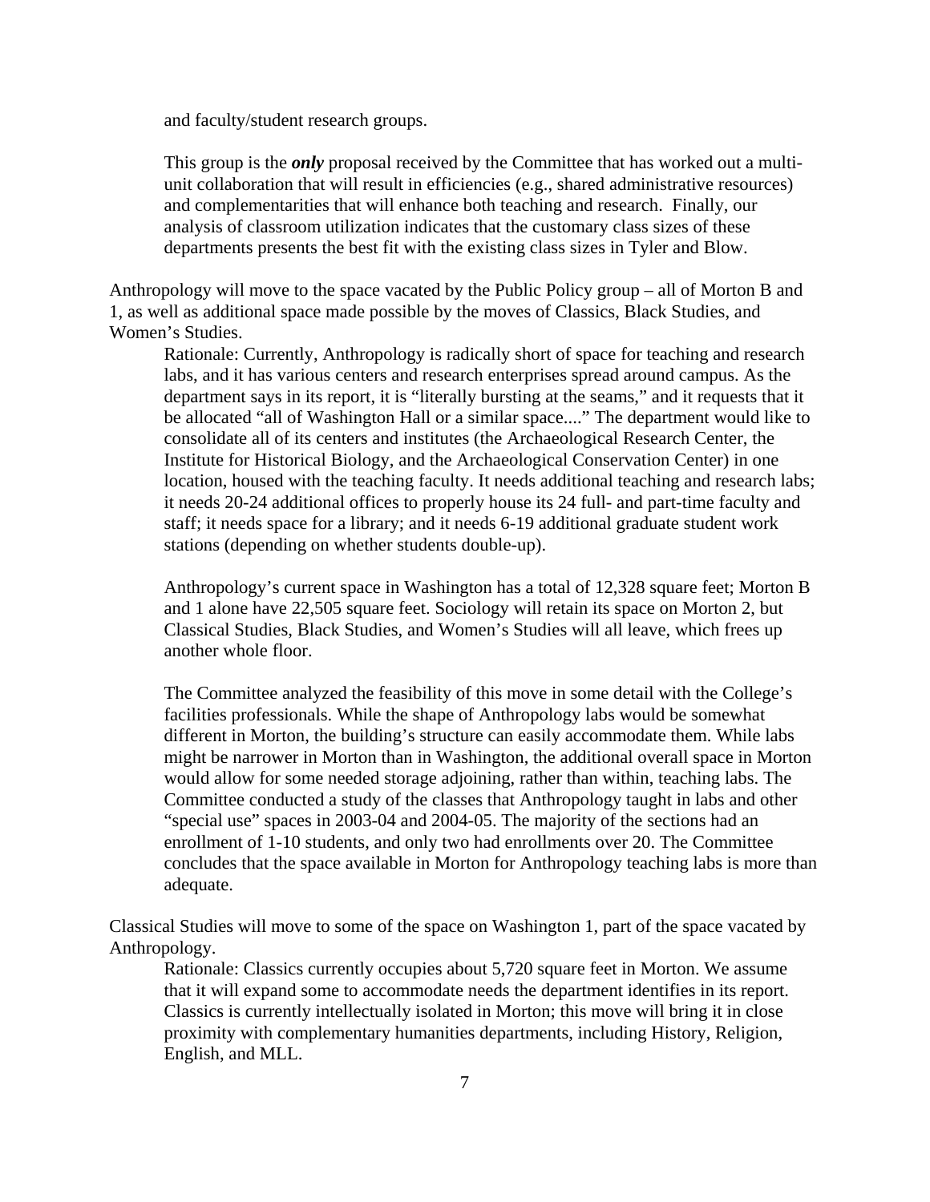and faculty/student research groups.

This group is the ***only*** proposal received by the Committee that has worked out a multi-unit collaboration that will result in efficiencies (e.g., shared administrative resources) and complementarities that will enhance both teaching and research. Finally, our analysis of classroom utilization indicates that the customary class sizes of these departments presents the best fit with the existing class sizes in Tyler and Blow.

Anthropology will move to the space vacated by the Public Policy group – all of Morton B and 1, as well as additional space made possible by the moves of Classics, Black Studies, and Women's Studies.

Rationale: Currently, Anthropology is radically short of space for teaching and research labs, and it has various centers and research enterprises spread around campus. As the department says in its report, it is "literally bursting at the seams," and it requests that it be allocated "all of Washington Hall or a similar space...." The department would like to consolidate all of its centers and institutes (the Archaeological Research Center, the Institute for Historical Biology, and the Archaeological Conservation Center) in one location, housed with the teaching faculty. It needs additional teaching and research labs; it needs 20-24 additional offices to properly house its 24 full- and part-time faculty and staff; it needs space for a library; and it needs 6-19 additional graduate student work stations (depending on whether students double-up).

Anthropology's current space in Washington has a total of 12,328 square feet; Morton B and 1 alone have 22,505 square feet. Sociology will retain its space on Morton 2, but Classical Studies, Black Studies, and Women's Studies will all leave, which frees up another whole floor.

The Committee analyzed the feasibility of this move in some detail with the College's facilities professionals. While the shape of Anthropology labs would be somewhat different in Morton, the building's structure can easily accommodate them. While labs might be narrower in Morton than in Washington, the additional overall space in Morton would allow for some needed storage adjoining, rather than within, teaching labs. The Committee conducted a study of the classes that Anthropology taught in labs and other "special use" spaces in 2003-04 and 2004-05. The majority of the sections had an enrollment of 1-10 students, and only two had enrollments over 20. The Committee concludes that the space available in Morton for Anthropology teaching labs is more than adequate.

Classical Studies will move to some of the space on Washington 1, part of the space vacated by Anthropology.

Rationale: Classics currently occupies about 5,720 square feet in Morton. We assume that it will expand some to accommodate needs the department identifies in its report. Classics is currently intellectually isolated in Morton; this move will bring it in close proximity with complementary humanities departments, including History, Religion, English, and MLL.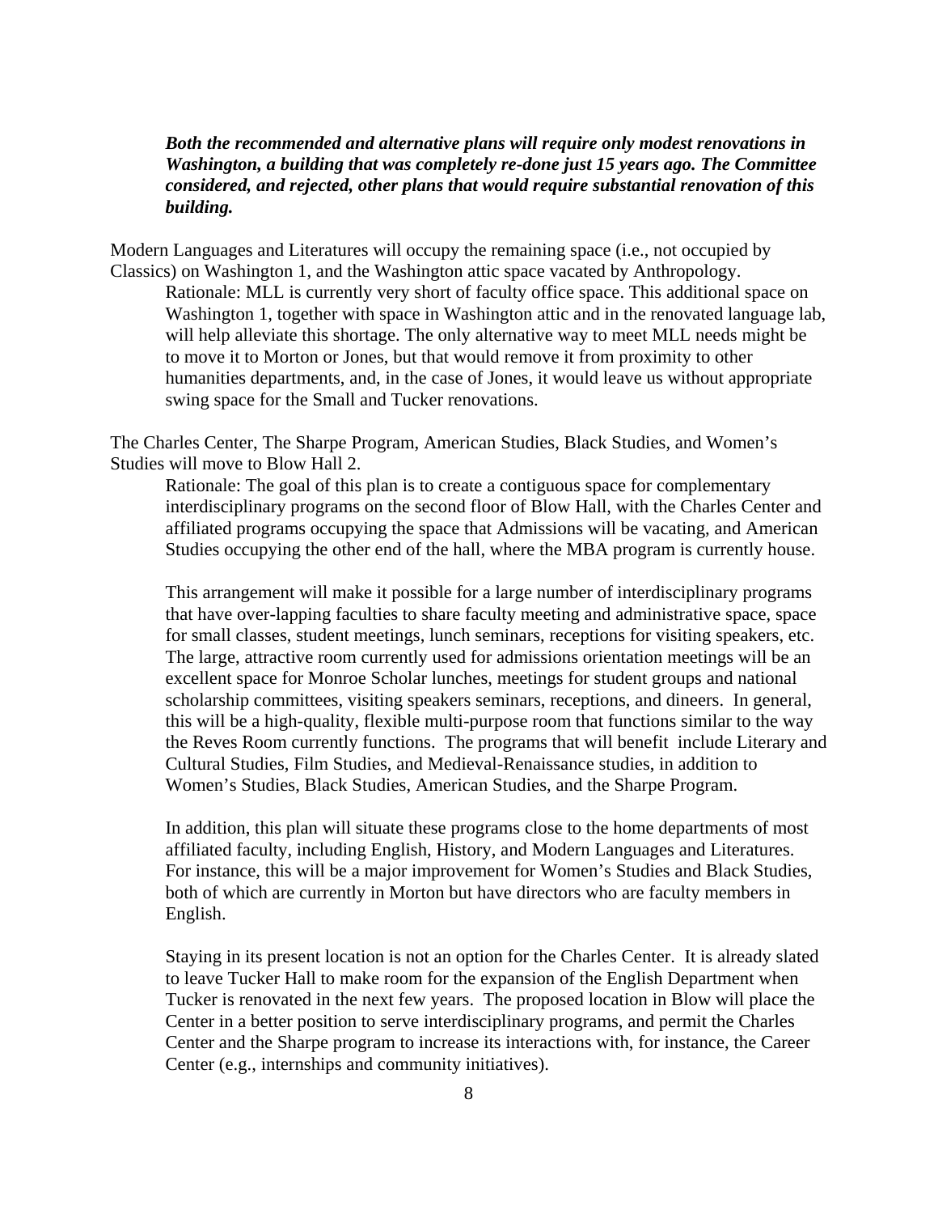***Both the recommended and alternative plans will require only modest renovations in Washington, a building that was completely re-done just 15 years ago. The Committee considered, and rejected, other plans that would require substantial renovation of this building.***

Modern Languages and Literatures will occupy the remaining space (i.e., not occupied by Classics) on Washington 1, and the Washington attic space vacated by Anthropology.

Rationale: MLL is currently very short of faculty office space. This additional space on Washington 1, together with space in Washington attic and in the renovated language lab, will help alleviate this shortage. The only alternative way to meet MLL needs might be to move it to Morton or Jones, but that would remove it from proximity to other humanities departments, and, in the case of Jones, it would leave us without appropriate swing space for the Small and Tucker renovations.

The Charles Center, The Sharpe Program, American Studies, Black Studies, and Women's Studies will move to Blow Hall 2.

Rationale: The goal of this plan is to create a contiguous space for complementary interdisciplinary programs on the second floor of Blow Hall, with the Charles Center and affiliated programs occupying the space that Admissions will be vacating, and American Studies occupying the other end of the hall, where the MBA program is currently house.

This arrangement will make it possible for a large number of interdisciplinary programs that have over-lapping faculties to share faculty meeting and administrative space, space for small classes, student meetings, lunch seminars, receptions for visiting speakers, etc. The large, attractive room currently used for admissions orientation meetings will be an excellent space for Monroe Scholar lunches, meetings for student groups and national scholarship committees, visiting speakers seminars, receptions, and dineers. In general, this will be a high-quality, flexible multi-purpose room that functions similar to the way the Reves Room currently functions. The programs that will benefit include Literary and Cultural Studies, Film Studies, and Medieval-Renaissance studies, in addition to Women's Studies, Black Studies, American Studies, and the Sharpe Program.

In addition, this plan will situate these programs close to the home departments of most affiliated faculty, including English, History, and Modern Languages and Literatures. For instance, this will be a major improvement for Women's Studies and Black Studies, both of which are currently in Morton but have directors who are faculty members in English.

Staying in its present location is not an option for the Charles Center. It is already slated to leave Tucker Hall to make room for the expansion of the English Department when Tucker is renovated in the next few years. The proposed location in Blow will place the Center in a better position to serve interdisciplinary programs, and permit the Charles Center and the Sharpe program to increase its interactions with, for instance, the Career Center (e.g., internships and community initiatives).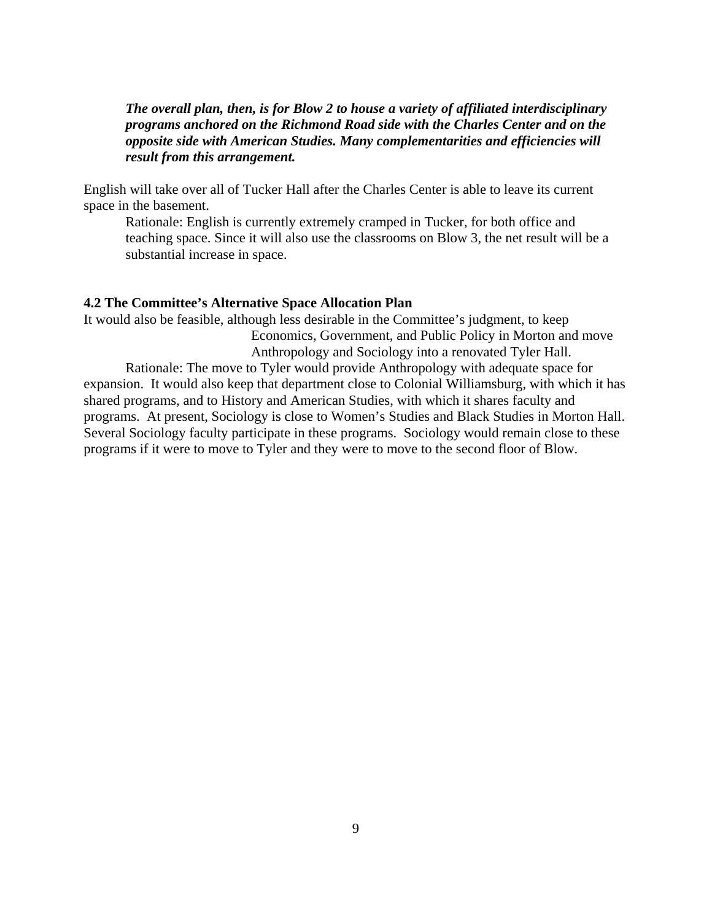***The overall plan, then, is for Blow 2 to house a variety of affiliated interdisciplinary programs anchored on the Richmond Road side with the Charles Center and on the opposite side with American Studies. Many complementarities and efficiencies will result from this arrangement.***

English will take over all of Tucker Hall after the Charles Center is able to leave its current space in the basement.

Rationale: English is currently extremely cramped in Tucker, for both office and teaching space. Since it will also use the classrooms on Blow 3, the net result will be a substantial increase in space.

### 4.2 The Committee's Alternative Space Allocation Plan

It would also be feasible, although less desirable in the Committee's judgment, to keep

Economics, Government, and Public Policy in Morton and move Anthropology and Sociology into a renovated Tyler Hall.

Rationale: The move to Tyler would provide Anthropology with adequate space for expansion. It would also keep that department close to Colonial Williamsburg, with which it has shared programs, and to History and American Studies, with which it shares faculty and programs. At present, Sociology is close to Women's Studies and Black Studies in Morton Hall. Several Sociology faculty participate in these programs. Sociology would remain close to these programs if it were to move to Tyler and they were to move to the second floor of Blow.